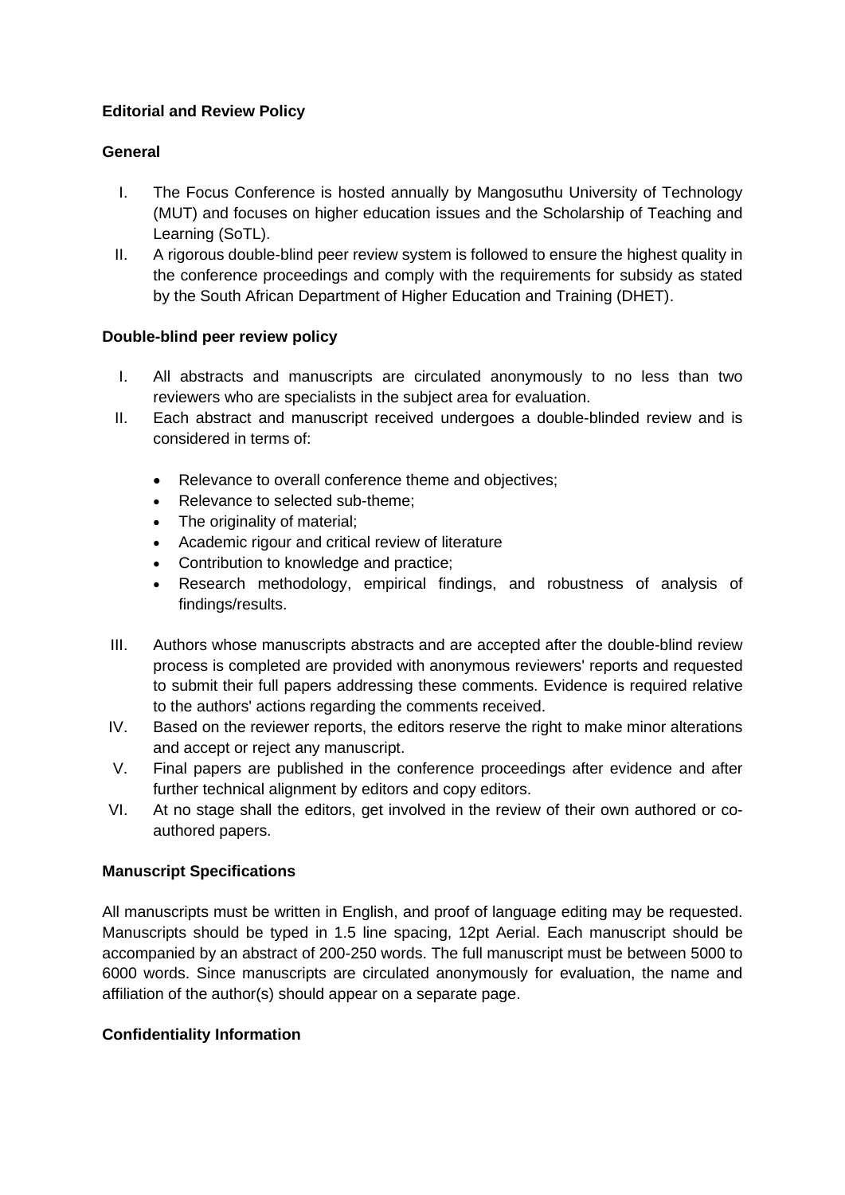**Editorial and Review Policy**

**General**

I. The Focus Conference is hosted annually by Mangosuthu University of Technology (MUT) and focuses on higher education issues and the Scholarship of Teaching and Learning (SoTL).

II. A rigorous double-blind peer review system is followed to ensure the highest quality in the conference proceedings and comply with the requirements for subsidy as stated by the South African Department of Higher Education and Training (DHET).

**Double-blind peer review policy**

I. All abstracts and manuscripts are circulated anonymously to no less than two reviewers who are specialists in the subject area for evaluation.

II. Each abstract and manuscript received undergoes a double-blinded review and is considered in terms of:

- Relevance to overall conference theme and objectives;
- Relevance to selected sub-theme;
- The originality of material;
- Academic rigour and critical review of literature
- Contribution to knowledge and practice;
- Research methodology, empirical findings, and robustness of analysis of findings/results.

III. Authors whose manuscripts abstracts and are accepted after the double-blind review process is completed are provided with anonymous reviewers' reports and requested to submit their full papers addressing these comments. Evidence is required relative to the authors' actions regarding the comments received.

IV. Based on the reviewer reports, the editors reserve the right to make minor alterations and accept or reject any manuscript.

V. Final papers are published in the conference proceedings after evidence and after further technical alignment by editors and copy editors.

VI. At no stage shall the editors, get involved in the review of their own authored or co-authored papers.

**Manuscript Specifications**

All manuscripts must be written in English, and proof of language editing may be requested. Manuscripts should be typed in 1.5 line spacing, 12pt Aerial. Each manuscript should be accompanied by an abstract of 200-250 words. The full manuscript must be between 5000 to 6000 words. Since manuscripts are circulated anonymously for evaluation, the name and affiliation of the author(s) should appear on a separate page.

**Confidentiality Information**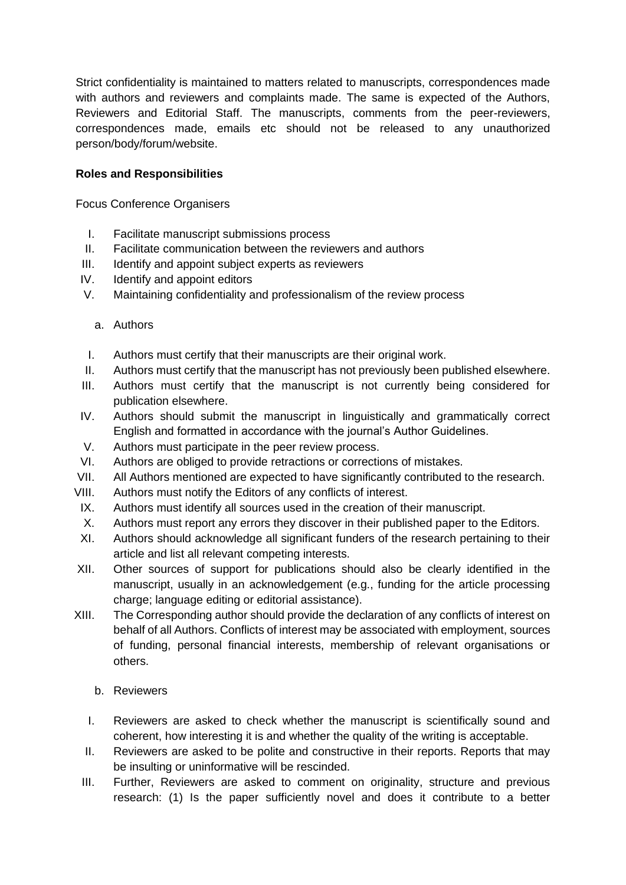Strict confidentiality is maintained to matters related to manuscripts, correspondences made with authors and reviewers and complaints made. The same is expected of the Authors, Reviewers and Editorial Staff. The manuscripts, comments from the peer-reviewers, correspondences made, emails etc should not be released to any unauthorized person/body/forum/website.

**Roles and Responsibilities**

Focus Conference Organisers

I. Facilitate manuscript submissions process
II. Facilitate communication between the reviewers and authors
III. Identify and appoint subject experts as reviewers
IV. Identify and appoint editors
V. Maintaining confidentiality and professionalism of the review process

a. Authors

I. Authors must certify that their manuscripts are their original work.
II. Authors must certify that the manuscript has not previously been published elsewhere.
III. Authors must certify that the manuscript is not currently being considered for publication elsewhere.
IV. Authors should submit the manuscript in linguistically and grammatically correct English and formatted in accordance with the journal's Author Guidelines.
V. Authors must participate in the peer review process.
VI. Authors are obliged to provide retractions or corrections of mistakes.
VII. All Authors mentioned are expected to have significantly contributed to the research.
VIII. Authors must notify the Editors of any conflicts of interest.
IX. Authors must identify all sources used in the creation of their manuscript.
X. Authors must report any errors they discover in their published paper to the Editors.
XI. Authors should acknowledge all significant funders of the research pertaining to their article and list all relevant competing interests.
XII. Other sources of support for publications should also be clearly identified in the manuscript, usually in an acknowledgement (e.g., funding for the article processing charge; language editing or editorial assistance).
XIII. The Corresponding author should provide the declaration of any conflicts of interest on behalf of all Authors. Conflicts of interest may be associated with employment, sources of funding, personal financial interests, membership of relevant organisations or others.

b. Reviewers

I. Reviewers are asked to check whether the manuscript is scientifically sound and coherent, how interesting it is and whether the quality of the writing is acceptable.
II. Reviewers are asked to be polite and constructive in their reports. Reports that may be insulting or uninformative will be rescinded.
III. Further, Reviewers are asked to comment on originality, structure and previous research: (1) Is the paper sufficiently novel and does it contribute to a better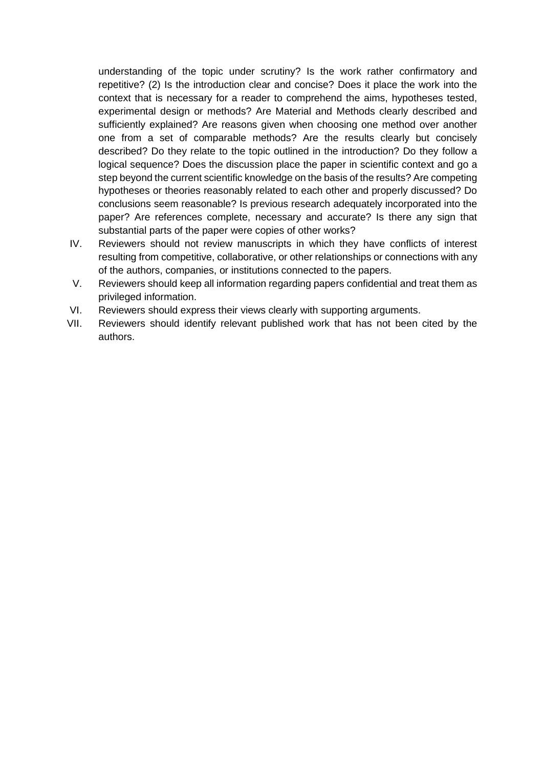understanding of the topic under scrutiny? Is the work rather confirmatory and repetitive? (2) Is the introduction clear and concise? Does it place the work into the context that is necessary for a reader to comprehend the aims, hypotheses tested, experimental design or methods? Are Material and Methods clearly described and sufficiently explained? Are reasons given when choosing one method over another one from a set of comparable methods? Are the results clearly but concisely described? Do they relate to the topic outlined in the introduction? Do they follow a logical sequence? Does the discussion place the paper in scientific context and go a step beyond the current scientific knowledge on the basis of the results? Are competing hypotheses or theories reasonably related to each other and properly discussed? Do conclusions seem reasonable? Is previous research adequately incorporated into the paper? Are references complete, necessary and accurate? Is there any sign that substantial parts of the paper were copies of other works?

IV. Reviewers should not review manuscripts in which they have conflicts of interest resulting from competitive, collaborative, or other relationships or connections with any of the authors, companies, or institutions connected to the papers.

V. Reviewers should keep all information regarding papers confidential and treat them as privileged information.

VI. Reviewers should express their views clearly with supporting arguments.

VII. Reviewers should identify relevant published work that has not been cited by the authors.